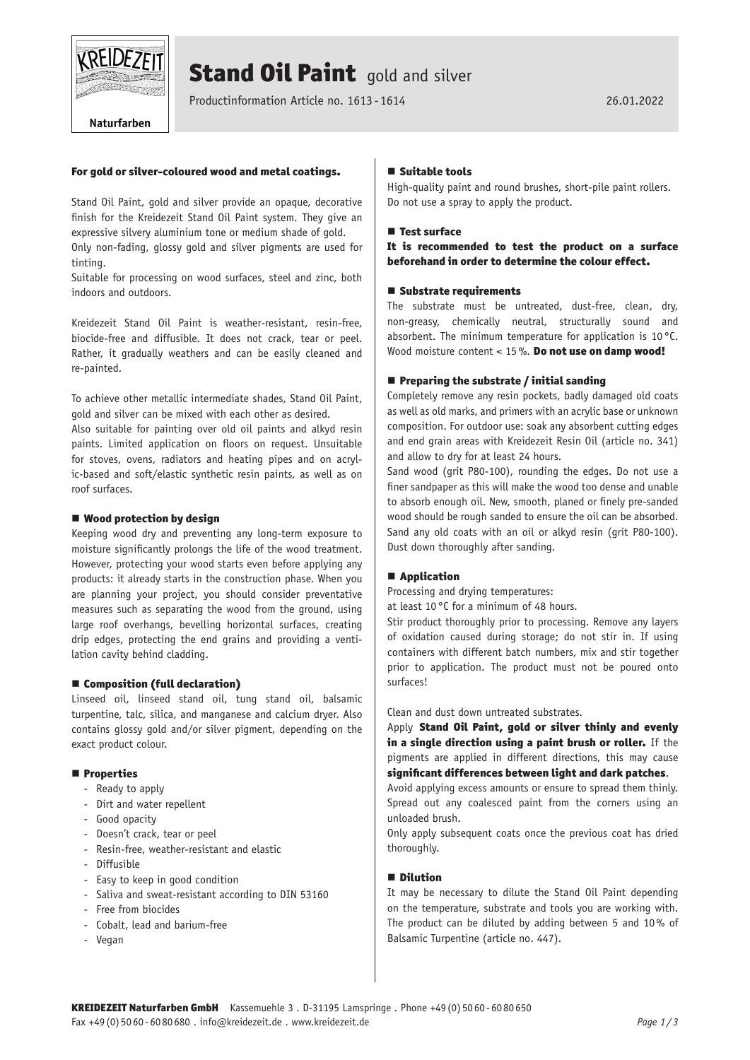# Stand Oil Paint gold and silver

Productinformation Article no. 1613 - 1614

26.01.2022

**For gold or silver-coloured wood and metal coatings.**

Stand Oil Paint, gold and silver provide an opaque, decorative finish for the Kreidezeit Stand Oil Paint system. They give an expressive silvery aluminium tone or medium shade of gold. Only non-fading, glossy gold and silver pigments are used for tinting.
Suitable for processing on wood surfaces, steel and zinc, both indoors and outdoors.

Kreidezeit Stand Oil Paint is weather-resistant, resin-free, biocide-free and diffusible. It does not crack, tear or peel. Rather, it gradually weathers and can be easily cleaned and re-painted.

To achieve other metallic intermediate shades, Stand Oil Paint, gold and silver can be mixed with each other as desired.
Also suitable for painting over old oil paints and alkyd resin paints. Limited application on floors on request. Unsuitable for stoves, ovens, radiators and heating pipes and on acrylic-based and soft/elastic synthetic resin paints, as well as on roof surfaces.

## Wood protection by design

Keeping wood dry and preventing any long-term exposure to moisture significantly prolongs the life of the wood treatment. However, protecting your wood starts even before applying any products: it already starts in the construction phase. When you are planning your project, you should consider preventative measures such as separating the wood from the ground, using large roof overhangs, bevelling horizontal surfaces, creating drip edges, protecting the end grains and providing a ventilation cavity behind cladding.

## Composition (full declaration)

Linseed oil, linseed stand oil, tung stand oil, balsamic turpentine, talc, silica, and manganese and calcium dryer. Also contains glossy gold and/or silver pigment, depending on the exact product colour.

## Properties

- Ready to apply
- Dirt and water repellent
- Good opacity
- Doesn't crack, tear or peel
- Resin-free, weather-resistant and elastic
- Diffusible
- Easy to keep in good condition
- Saliva and sweat-resistant according to DIN 53160
- Free from biocides
- Cobalt, lead and barium-free
- Vegan

## Suitable tools

High-quality paint and round brushes, short-pile paint rollers. Do not use a spray to apply the product.

## Test surface

**It is recommended to test the product on a surface beforehand in order to determine the colour effect.**

## Substrate requirements

The substrate must be untreated, dust-free, clean, dry, non-greasy, chemically neutral, structurally sound and absorbent. The minimum temperature for application is 10 °C. Wood moisture content < 15 %. **Do not use on damp wood!**

## Preparing the substrate / initial sanding

Completely remove any resin pockets, badly damaged old coats as well as old marks, and primers with an acrylic base or unknown composition. For outdoor use: soak any absorbent cutting edges and end grain areas with Kreidezeit Resin Oil (article no. 341) and allow to dry for at least 24 hours.
Sand wood (grit P80-100), rounding the edges. Do not use a finer sandpaper as this will make the wood too dense and unable to absorb enough oil. New, smooth, planed or finely pre-sanded wood should be rough sanded to ensure the oil can be absorbed. Sand any old coats with an oil or alkyd resin (grit P80-100). Dust down thoroughly after sanding.

## Application

Processing and drying temperatures:
at least 10 °C for a minimum of 48 hours.
Stir product thoroughly prior to processing. Remove any layers of oxidation caused during storage; do not stir in. If using containers with different batch numbers, mix and stir together prior to application. The product must not be poured onto surfaces!

Clean and dust down untreated substrates.
Apply **Stand Oil Paint, gold or silver thinly and evenly in a single direction using a paint brush or roller.** If the pigments are applied in different directions, this may cause **significant differences between light and dark patches**.
Avoid applying excess amounts or ensure to spread them thinly. Spread out any coalesced paint from the corners using an unloaded brush.
Only apply subsequent coats once the previous coat has dried thoroughly.

## Dilution

It may be necessary to dilute the Stand Oil Paint depending on the temperature, substrate and tools you are working with. The product can be diluted by adding between 5 and 10 % of Balsamic Turpentine (article no. 447).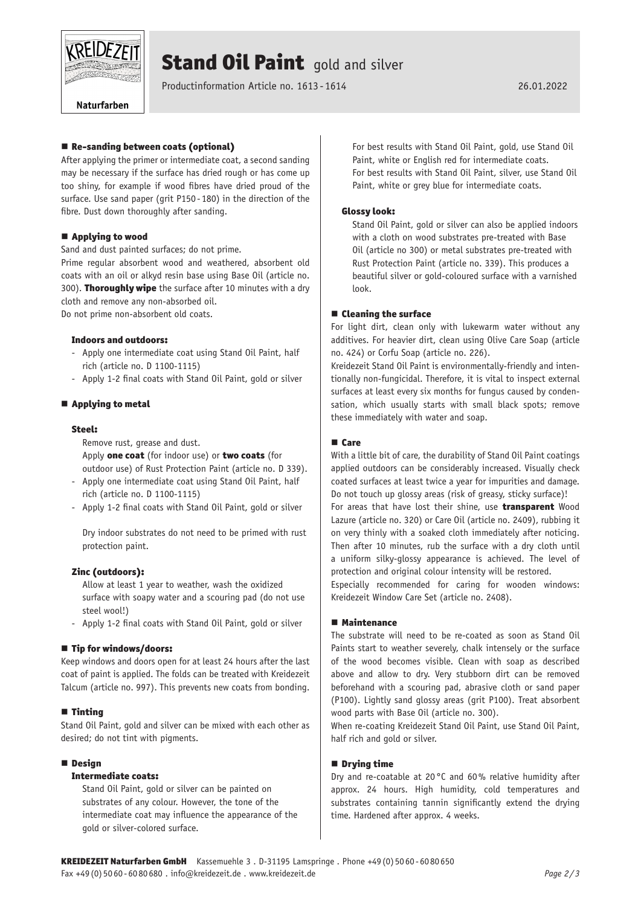## Re-sanding between coats (optional)

After applying the primer or intermediate coat, a second sanding may be necessary if the surface has dried rough or has come up too shiny, for example if wood fibres have dried proud of the surface. Use sand paper (grit P150 - 180) in the direction of the fibre. Dust down thoroughly after sanding.

## Applying to wood

Sand and dust painted surfaces; do not prime.
Prime regular absorbent wood and weathered, absorbent old coats with an oil or alkyd resin base using Base Oil (article no. 300). **Thoroughly wipe** the surface after 10 minutes with a dry cloth and remove any non-absorbed oil.
Do not prime non-absorbent old coats.

### Indoors and outdoors:

- Apply one intermediate coat using Stand Oil Paint, half rich (article no. D 1100-1115)
- Apply 1-2 final coats with Stand Oil Paint, gold or silver

## Applying to metal

### Steel:

Remove rust, grease and dust.
Apply **one coat** (for indoor use) or **two coats** (for outdoor use) of Rust Protection Paint (article no. D 339).

- Apply one intermediate coat using Stand Oil Paint, half rich (article no. D 1100-1115)
- Apply 1-2 final coats with Stand Oil Paint, gold or silver

Dry indoor substrates do not need to be primed with rust protection paint.

### Zinc (outdoors):

Allow at least 1 year to weather, wash the oxidized surface with soapy water and a scouring pad (do not use steel wool!)

- Apply 1-2 final coats with Stand Oil Paint, gold or silver

## Tip for windows/doors:

Keep windows and doors open for at least 24 hours after the last coat of paint is applied. The folds can be treated with Kreidezeit Talcum (article no. 997). This prevents new coats from bonding.

## Tinting

Stand Oil Paint, gold and silver can be mixed with each other as desired; do not tint with pigments.

## Design

### Intermediate coats:

Stand Oil Paint, gold or silver can be painted on substrates of any colour. However, the tone of the intermediate coat may influence the appearance of the gold or silver-colored surface.

For best results with Stand Oil Paint, gold, use Stand Oil Paint, white or English red for intermediate coats.
For best results with Stand Oil Paint, silver, use Stand Oil Paint, white or grey blue for intermediate coats.

### Glossy look:

Stand Oil Paint, gold or silver can also be applied indoors with a cloth on wood substrates pre-treated with Base Oil (article no 300) or metal substrates pre-treated with Rust Protection Paint (article no. 339). This produces a beautiful silver or gold-coloured surface with a varnished look.

## Cleaning the surface

For light dirt, clean only with lukewarm water without any additives. For heavier dirt, clean using Olive Care Soap (article no. 424) or Corfu Soap (article no. 226).
Kreidezeit Stand Oil Paint is environmentally-friendly and intentionally non-fungicidal. Therefore, it is vital to inspect external surfaces at least every six months for fungus caused by condensation, which usually starts with small black spots; remove these immediately with water and soap.

## Care

With a little bit of care, the durability of Stand Oil Paint coatings applied outdoors can be considerably increased. Visually check coated surfaces at least twice a year for impurities and damage. Do not touch up glossy areas (risk of greasy, sticky surface)!
For areas that have lost their shine, use **transparent** Wood Lazure (article no. 320) or Care Oil (article no. 2409), rubbing it on very thinly with a soaked cloth immediately after noticing. Then after 10 minutes, rub the surface with a dry cloth until a uniform silky-glossy appearance is achieved. The level of protection and original colour intensity will be restored.
Especially recommended for caring for wooden windows: Kreidezeit Window Care Set (article no. 2408).

## Maintenance

The substrate will need to be re-coated as soon as Stand Oil Paints start to weather severely, chalk intensely or the surface of the wood becomes visible. Clean with soap as described above and allow to dry. Very stubborn dirt can be removed beforehand with a scouring pad, abrasive cloth or sand paper (P100). Lightly sand glossy areas (grit P100). Treat absorbent wood parts with Base Oil (article no. 300).
When re-coating Kreidezeit Stand Oil Paint, use Stand Oil Paint, half rich and gold or silver.

## Drying time

Dry and re-coatable at 20 °C and 60 % relative humidity after approx. 24 hours. High humidity, cold temperatures and substrates containing tannin significantly extend the drying time. Hardened after approx. 4 weeks.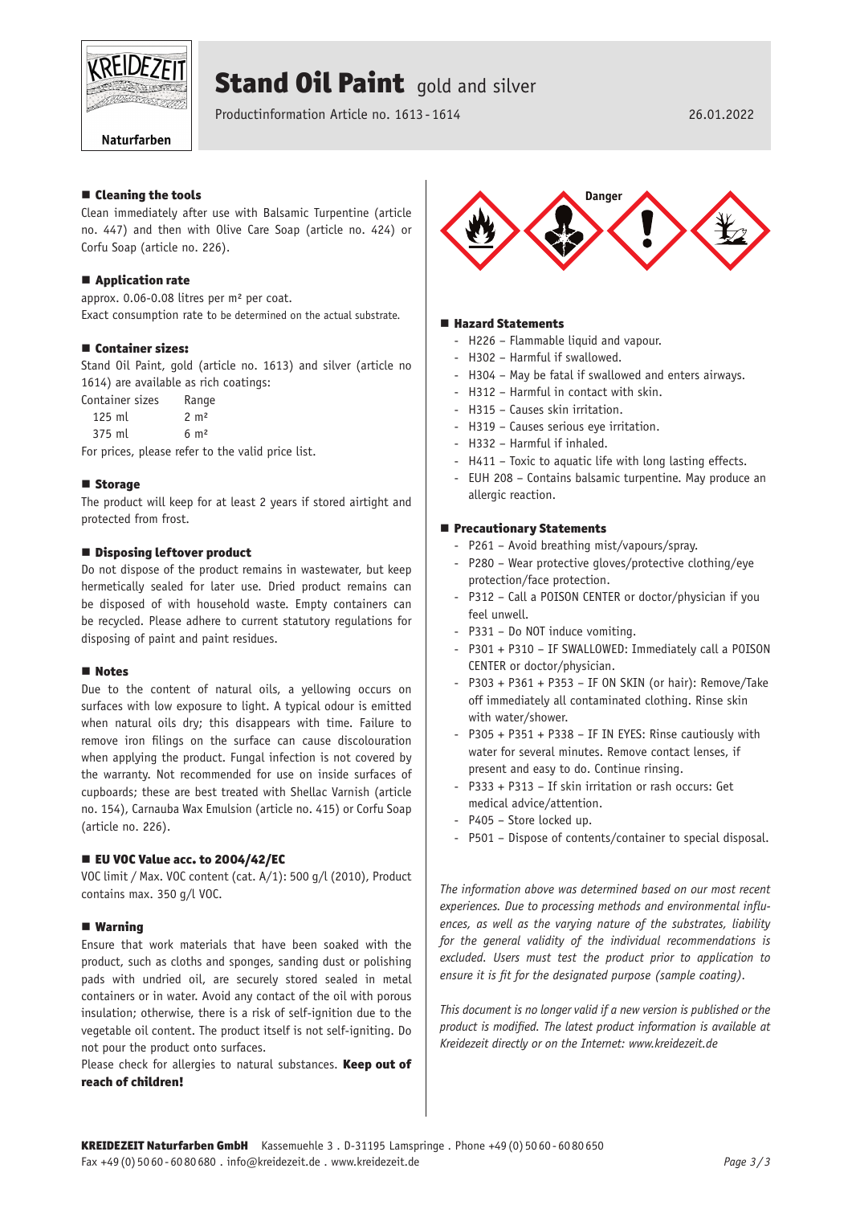# Stand Oil Paint gold and silver

Productinformation Article no. 1613 - 1614 26.01.2022

## Cleaning the tools

Clean immediately after use with Balsamic Turpentine (article no. 447) and then with Olive Care Soap (article no. 424) or Corfu Soap (article no. 226).

## Application rate

approx. 0.06-0.08 litres per m² per coat.
Exact consumption rate to be determined on the actual substrate.

## Container sizes:

Stand Oil Paint, gold (article no. 1613) and silver (article no 1614) are available as rich coatings:

| Container sizes | Range |
|---|---|
| 125 ml | 2 m² |
| 375 ml | 6 m² |

For prices, please refer to the valid price list.

## Storage

The product will keep for at least 2 years if stored airtight and protected from frost.

## Disposing leftover product

Do not dispose of the product remains in wastewater, but keep hermetically sealed for later use. Dried product remains can be disposed of with household waste. Empty containers can be recycled. Please adhere to current statutory regulations for disposing of paint and paint residues.

## Notes

Due to the content of natural oils, a yellowing occurs on surfaces with low exposure to light. A typical odour is emitted when natural oils dry; this disappears with time. Failure to remove iron filings on the surface can cause discolouration when applying the product. Fungal infection is not covered by the warranty. Not recommended for use on inside surfaces of cupboards; these are best treated with Shellac Varnish (article no. 154), Carnauba Wax Emulsion (article no. 415) or Corfu Soap (article no. 226).

## EU VOC Value acc. to 2004/42/EC

VOC limit / Max. VOC content (cat. A/1): 500 g/l (2010), Product contains max. 350 g/l VOC.

## Warning

Ensure that work materials that have been soaked with the product, such as cloths and sponges, sanding dust or polishing pads with undried oil, are securely stored sealed in metal containers or in water. Avoid any contact of the oil with porous insulation; otherwise, there is a risk of self-ignition due to the vegetable oil content. The product itself is not self-igniting. Do not pour the product onto surfaces.
Please check for allergies to natural substances. **Keep out of reach of children!**

Danger

## Hazard Statements

- H226 – Flammable liquid and vapour.
- H302 – Harmful if swallowed.
- H304 – May be fatal if swallowed and enters airways.
- H312 – Harmful in contact with skin.
- H315 – Causes skin irritation.
- H319 – Causes serious eye irritation.
- H332 – Harmful if inhaled.
- H411 – Toxic to aquatic life with long lasting effects.
- EUH 208 – Contains balsamic turpentine. May produce an allergic reaction.

## Precautionary Statements

- P261 – Avoid breathing mist/vapours/spray.
- P280 – Wear protective gloves/protective clothing/eye protection/face protection.
- P312 – Call a POISON CENTER or doctor/physician if you feel unwell.
- P331 – Do NOT induce vomiting.
- P301 + P310 – IF SWALLOWED: Immediately call a POISON CENTER or doctor/physician.
- P303 + P361 + P353 – IF ON SKIN (or hair): Remove/Take off immediately all contaminated clothing. Rinse skin with water/shower.
- P305 + P351 + P338 – IF IN EYES: Rinse cautiously with water for several minutes. Remove contact lenses, if present and easy to do. Continue rinsing.
- P333 + P313 – If skin irritation or rash occurs: Get medical advice/attention.
- P405 – Store locked up.
- P501 – Dispose of contents/container to special disposal.

*The information above was determined based on our most recent experiences. Due to processing methods and environmental influences, as well as the varying nature of the substrates, liability for the general validity of the individual recommendations is excluded. Users must test the product prior to application to ensure it is fit for the designated purpose (sample coating).*

*This document is no longer valid if a new version is published or the product is modified. The latest product information is available at Kreidezeit directly or on the Internet: www.kreidezeit.de*

**KREIDEZEIT Naturfarben GmbH** Kassemuehle 3 . D-31195 Lamspringe . Phone +49 (0) 50 60 - 60 80 650
Fax +49 (0) 50 60 - 60 80 680 . info@kreidezeit.de . www.kreidezeit.de